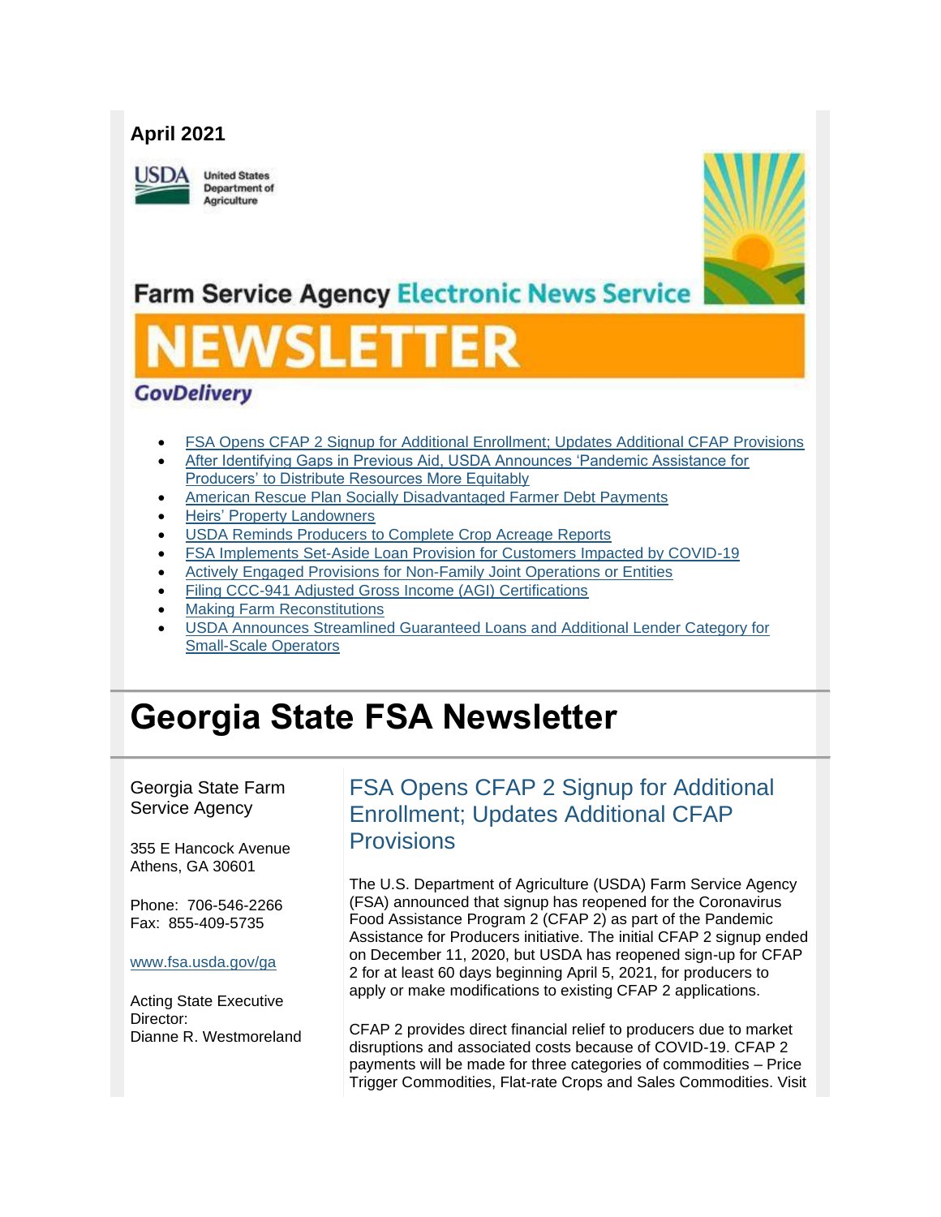**April 2021**

United States Department of Agriculture

Farm Service Agency Electronic News Service

# NEWSLETTER

GovDelivery

- FSA Opens CFAP 2 Signup for Additional Enrollment; Updates Additional CFAP Provisions
- After Identifying Gaps in Previous Aid, USDA Announces 'Pandemic Assistance for Producers' to Distribute Resources More Equitably
- American Rescue Plan Socially Disadvantaged Farmer Debt Payments
- Heirs' Property Landowners
- USDA Reminds Producers to Complete Crop Acreage Reports
- FSA Implements Set-Aside Loan Provision for Customers Impacted by COVID-19
- Actively Engaged Provisions for Non-Family Joint Operations or Entities
- Filing CCC-941 Adjusted Gross Income (AGI) Certifications
- Making Farm Reconstitutions
- USDA Announces Streamlined Guaranteed Loans and Additional Lender Category for Small-Scale Operators

# Georgia State FSA Newsletter

Georgia State Farm Service Agency

355 E Hancock Avenue
Athens, GA 30601

Phone: 706-546-2266
Fax: 855-409-5735

www.fsa.usda.gov/ga

Acting State Executive Director:
Dianne R. Westmoreland

## FSA Opens CFAP 2 Signup for Additional Enrollment; Updates Additional CFAP Provisions

The U.S. Department of Agriculture (USDA) Farm Service Agency (FSA) announced that signup has reopened for the Coronavirus Food Assistance Program 2 (CFAP 2) as part of the Pandemic Assistance for Producers initiative. The initial CFAP 2 signup ended on December 11, 2020, but USDA has reopened sign-up for CFAP 2 for at least 60 days beginning April 5, 2021, for producers to apply or make modifications to existing CFAP 2 applications.

CFAP 2 provides direct financial relief to producers due to market disruptions and associated costs because of COVID-19. CFAP 2 payments will be made for three categories of commodities – Price Trigger Commodities, Flat-rate Crops and Sales Commodities. Visit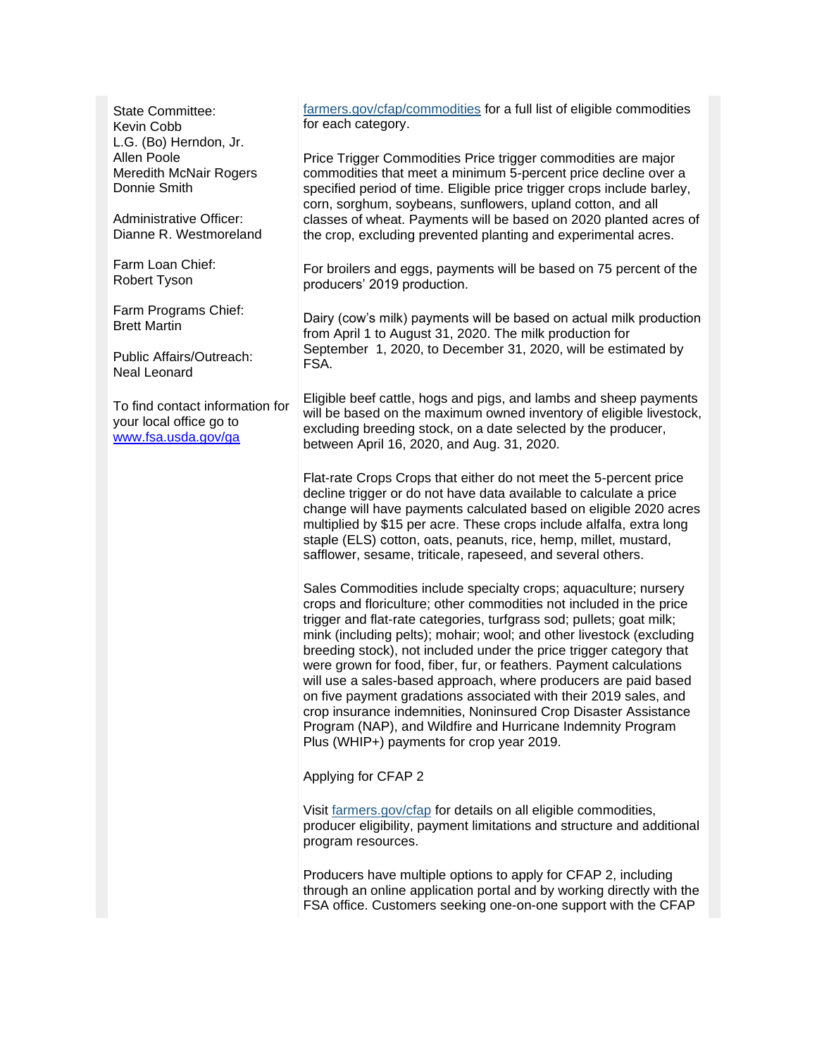State Committee:
Kevin Cobb
L.G. (Bo) Herndon, Jr.
Allen Poole
Meredith McNair Rogers
Donnie Smith

Administrative Officer:
Dianne R. Westmoreland

Farm Loan Chief:
Robert Tyson

Farm Programs Chief:
Brett Martin

Public Affairs/Outreach:
Neal Leonard

To find contact information for your local office go to [www.fsa.usda.gov/ga](http://www.fsa.usda.gov/ga)

[farmers.gov/cfap/commodities](http://farmers.gov/cfap/commodities) for a full list of eligible commodities for each category.

Price Trigger Commodities Price trigger commodities are major commodities that meet a minimum 5-percent price decline over a specified period of time. Eligible price trigger crops include barley, corn, sorghum, soybeans, sunflowers, upland cotton, and all classes of wheat. Payments will be based on 2020 planted acres of the crop, excluding prevented planting and experimental acres.

For broilers and eggs, payments will be based on 75 percent of the producers' 2019 production.

Dairy (cow's milk) payments will be based on actual milk production from April 1 to August 31, 2020. The milk production for September 1, 2020, to December 31, 2020, will be estimated by FSA.

Eligible beef cattle, hogs and pigs, and lambs and sheep payments will be based on the maximum owned inventory of eligible livestock, excluding breeding stock, on a date selected by the producer, between April 16, 2020, and Aug. 31, 2020.

Flat-rate Crops Crops that either do not meet the 5-percent price decline trigger or do not have data available to calculate a price change will have payments calculated based on eligible 2020 acres multiplied by $15 per acre. These crops include alfalfa, extra long staple (ELS) cotton, oats, peanuts, rice, hemp, millet, mustard, safflower, sesame, triticale, rapeseed, and several others.

Sales Commodities include specialty crops; aquaculture; nursery crops and floriculture; other commodities not included in the price trigger and flat-rate categories, turfgrass sod; pullets; goat milk; mink (including pelts); mohair; wool; and other livestock (excluding breeding stock), not included under the price trigger category that were grown for food, fiber, fur, or feathers. Payment calculations will use a sales-based approach, where producers are paid based on five payment gradations associated with their 2019 sales, and crop insurance indemnities, Noninsured Crop Disaster Assistance Program (NAP), and Wildfire and Hurricane Indemnity Program Plus (WHIP+) payments for crop year 2019.

Applying for CFAP 2

Visit [farmers.gov/cfap](http://farmers.gov/cfap) for details on all eligible commodities, producer eligibility, payment limitations and structure and additional program resources.

Producers have multiple options to apply for CFAP 2, including through an online application portal and by working directly with the FSA office. Customers seeking one-on-one support with the CFAP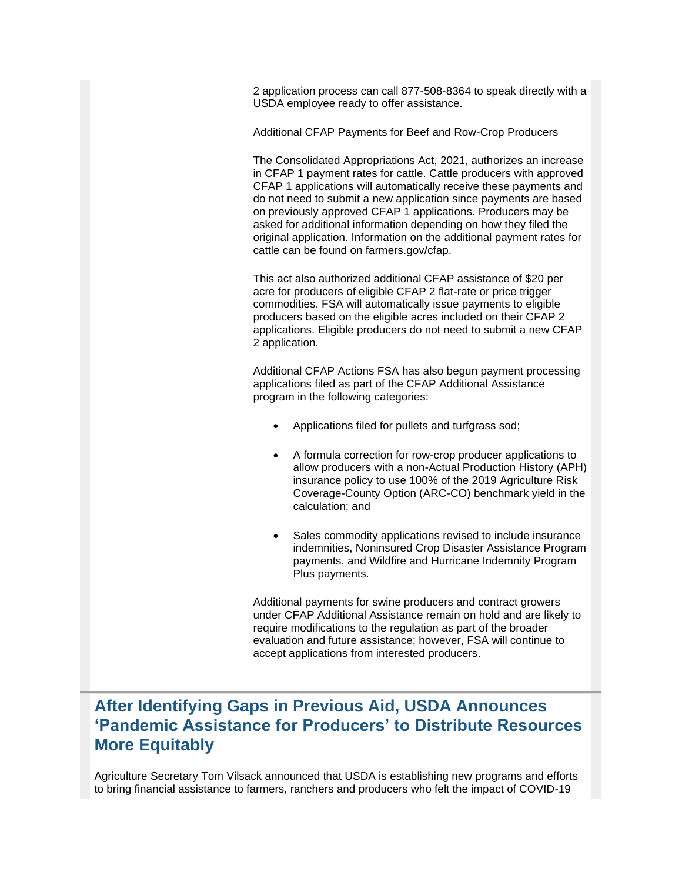2 application process can call 877-508-8364 to speak directly with a USDA employee ready to offer assistance.

Additional CFAP Payments for Beef and Row-Crop Producers

The Consolidated Appropriations Act, 2021, authorizes an increase in CFAP 1 payment rates for cattle. Cattle producers with approved CFAP 1 applications will automatically receive these payments and do not need to submit a new application since payments are based on previously approved CFAP 1 applications. Producers may be asked for additional information depending on how they filed the original application. Information on the additional payment rates for cattle can be found on farmers.gov/cfap.

This act also authorized additional CFAP assistance of $20 per acre for producers of eligible CFAP 2 flat-rate or price trigger commodities. FSA will automatically issue payments to eligible producers based on the eligible acres included on their CFAP 2 applications. Eligible producers do not need to submit a new CFAP 2 application.

Additional CFAP Actions FSA has also begun payment processing applications filed as part of the CFAP Additional Assistance program in the following categories:

- Applications filed for pullets and turfgrass sod;
- A formula correction for row-crop producer applications to allow producers with a non-Actual Production History (APH) insurance policy to use 100% of the 2019 Agriculture Risk Coverage-County Option (ARC-CO) benchmark yield in the calculation; and
- Sales commodity applications revised to include insurance indemnities, Noninsured Crop Disaster Assistance Program payments, and Wildfire and Hurricane Indemnity Program Plus payments.

Additional payments for swine producers and contract growers under CFAP Additional Assistance remain on hold and are likely to require modifications to the regulation as part of the broader evaluation and future assistance; however, FSA will continue to accept applications from interested producers.

## After Identifying Gaps in Previous Aid, USDA Announces 'Pandemic Assistance for Producers' to Distribute Resources More Equitably

Agriculture Secretary Tom Vilsack announced that USDA is establishing new programs and efforts to bring financial assistance to farmers, ranchers and producers who felt the impact of COVID-19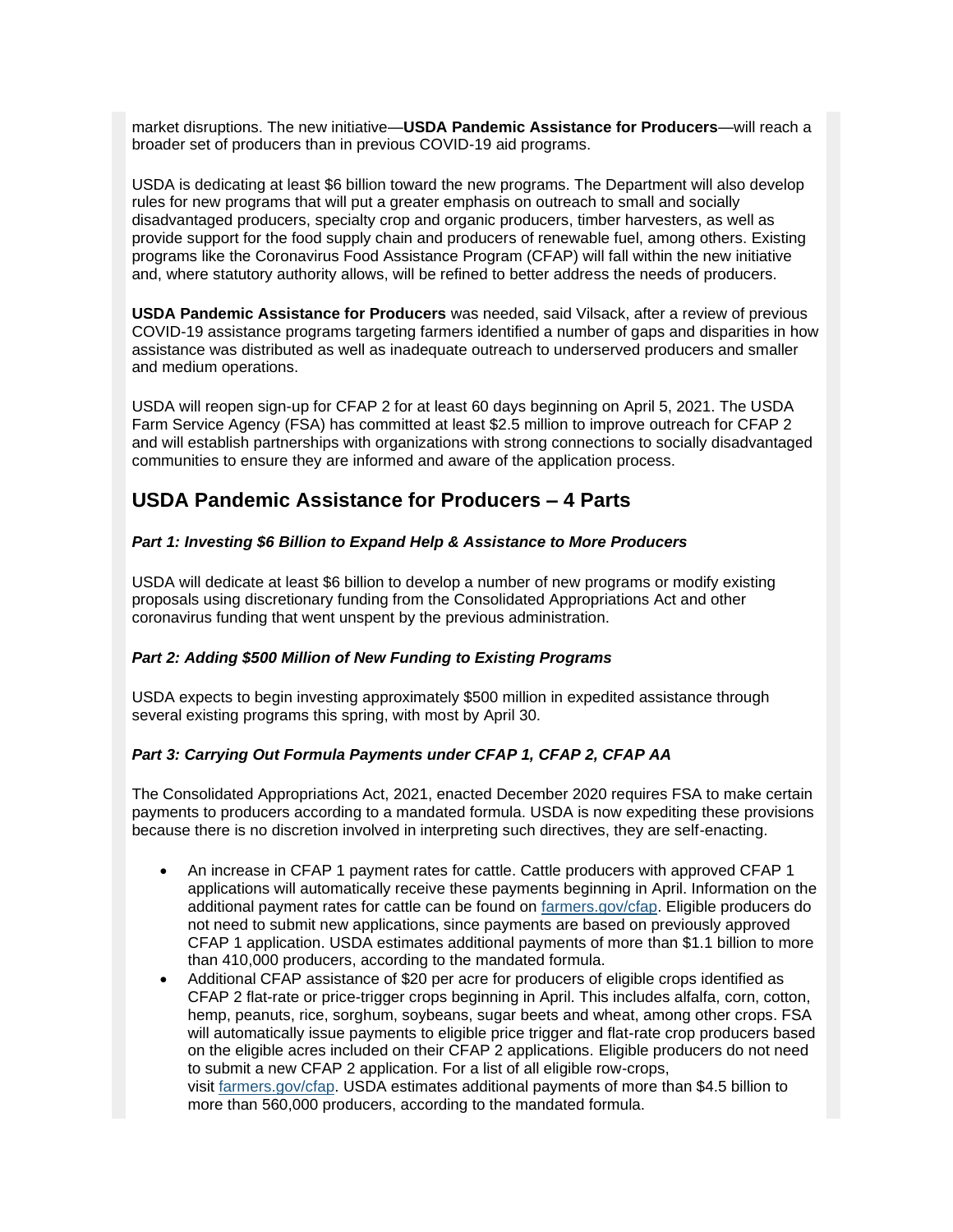market disruptions. The new initiative—**USDA Pandemic Assistance for Producers**—will reach a broader set of producers than in previous COVID-19 aid programs.

USDA is dedicating at least $6 billion toward the new programs. The Department will also develop rules for new programs that will put a greater emphasis on outreach to small and socially disadvantaged producers, specialty crop and organic producers, timber harvesters, as well as provide support for the food supply chain and producers of renewable fuel, among others. Existing programs like the Coronavirus Food Assistance Program (CFAP) will fall within the new initiative and, where statutory authority allows, will be refined to better address the needs of producers.

**USDA Pandemic Assistance for Producers** was needed, said Vilsack, after a review of previous COVID-19 assistance programs targeting farmers identified a number of gaps and disparities in how assistance was distributed as well as inadequate outreach to underserved producers and smaller and medium operations.

USDA will reopen sign-up for CFAP 2 for at least 60 days beginning on April 5, 2021. The USDA Farm Service Agency (FSA) has committed at least $2.5 million to improve outreach for CFAP 2 and will establish partnerships with organizations with strong connections to socially disadvantaged communities to ensure they are informed and aware of the application process.

## USDA Pandemic Assistance for Producers – 4 Parts

***Part 1: Investing $6 Billion to Expand Help & Assistance to More Producers***

USDA will dedicate at least $6 billion to develop a number of new programs or modify existing proposals using discretionary funding from the Consolidated Appropriations Act and other coronavirus funding that went unspent by the previous administration.

***Part 2: Adding $500 Million of New Funding to Existing Programs***

USDA expects to begin investing approximately $500 million in expedited assistance through several existing programs this spring, with most by April 30.

***Part 3: Carrying Out Formula Payments under CFAP 1, CFAP 2, CFAP AA***

The Consolidated Appropriations Act, 2021, enacted December 2020 requires FSA to make certain payments to producers according to a mandated formula. USDA is now expediting these provisions because there is no discretion involved in interpreting such directives, they are self-enacting.

- An increase in CFAP 1 payment rates for cattle. Cattle producers with approved CFAP 1 applications will automatically receive these payments beginning in April. Information on the additional payment rates for cattle can be found on farmers.gov/cfap. Eligible producers do not need to submit new applications, since payments are based on previously approved CFAP 1 application. USDA estimates additional payments of more than $1.1 billion to more than 410,000 producers, according to the mandated formula.
- Additional CFAP assistance of $20 per acre for producers of eligible crops identified as CFAP 2 flat-rate or price-trigger crops beginning in April. This includes alfalfa, corn, cotton, hemp, peanuts, rice, sorghum, soybeans, sugar beets and wheat, among other crops. FSA will automatically issue payments to eligible price trigger and flat-rate crop producers based on the eligible acres included on their CFAP 2 applications. Eligible producers do not need to submit a new CFAP 2 application. For a list of all eligible row-crops, visit farmers.gov/cfap. USDA estimates additional payments of more than $4.5 billion to more than 560,000 producers, according to the mandated formula.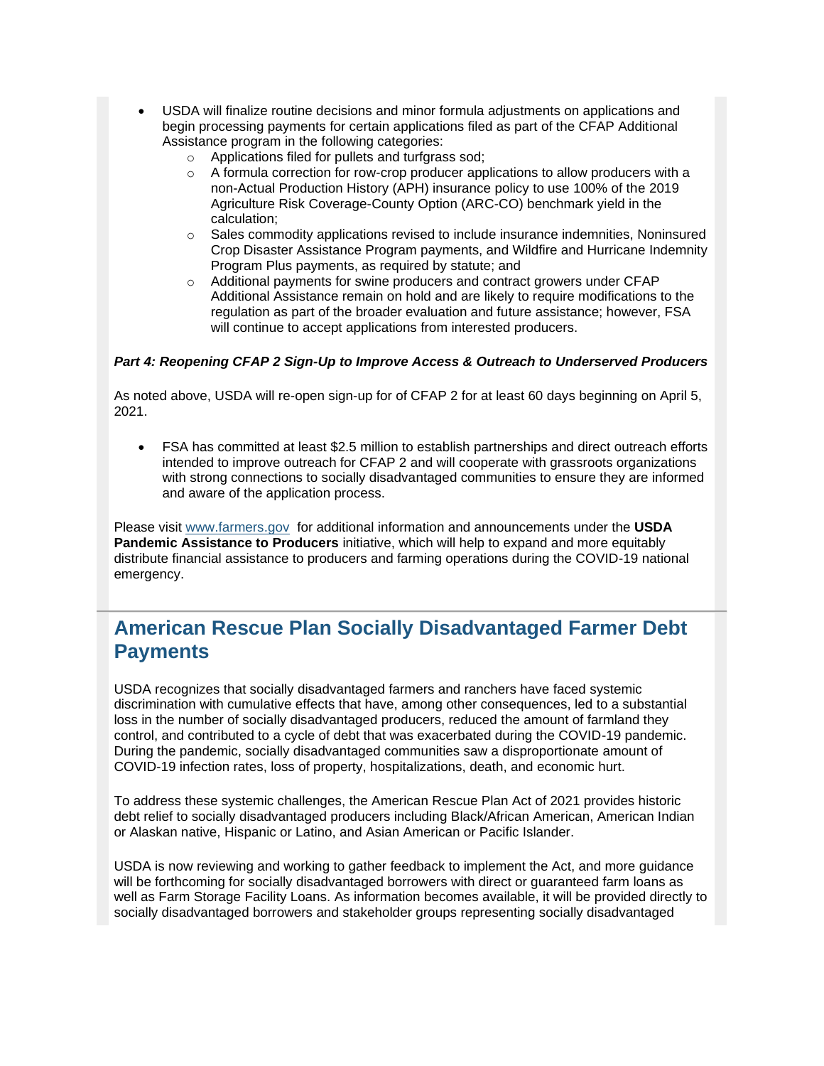- USDA will finalize routine decisions and minor formula adjustments on applications and begin processing payments for certain applications filed as part of the CFAP Additional Assistance program in the following categories:
    - Applications filed for pullets and turfgrass sod;
    - A formula correction for row-crop producer applications to allow producers with a non-Actual Production History (APH) insurance policy to use 100% of the 2019 Agriculture Risk Coverage-County Option (ARC-CO) benchmark yield in the calculation;
    - Sales commodity applications revised to include insurance indemnities, Noninsured Crop Disaster Assistance Program payments, and Wildfire and Hurricane Indemnity Program Plus payments, as required by statute; and
    - Additional payments for swine producers and contract growers under CFAP Additional Assistance remain on hold and are likely to require modifications to the regulation as part of the broader evaluation and future assistance; however, FSA will continue to accept applications from interested producers.

***Part 4: Reopening CFAP 2 Sign-Up to Improve Access & Outreach to Underserved Producers***

As noted above, USDA will re-open sign-up for of CFAP 2 for at least 60 days beginning on April 5, 2021.

- FSA has committed at least $2.5 million to establish partnerships and direct outreach efforts intended to improve outreach for CFAP 2 and will cooperate with grassroots organizations with strong connections to socially disadvantaged communities to ensure they are informed and aware of the application process.

Please visit www.farmers.gov for additional information and announcements under the **USDA Pandemic Assistance to Producers** initiative, which will help to expand and more equitably distribute financial assistance to producers and farming operations during the COVID-19 national emergency.

## American Rescue Plan Socially Disadvantaged Farmer Debt Payments

USDA recognizes that socially disadvantaged farmers and ranchers have faced systemic discrimination with cumulative effects that have, among other consequences, led to a substantial loss in the number of socially disadvantaged producers, reduced the amount of farmland they control, and contributed to a cycle of debt that was exacerbated during the COVID-19 pandemic. During the pandemic, socially disadvantaged communities saw a disproportionate amount of COVID-19 infection rates, loss of property, hospitalizations, death, and economic hurt.

To address these systemic challenges, the American Rescue Plan Act of 2021 provides historic debt relief to socially disadvantaged producers including Black/African American, American Indian or Alaskan native, Hispanic or Latino, and Asian American or Pacific Islander.

USDA is now reviewing and working to gather feedback to implement the Act, and more guidance will be forthcoming for socially disadvantaged borrowers with direct or guaranteed farm loans as well as Farm Storage Facility Loans. As information becomes available, it will be provided directly to socially disadvantaged borrowers and stakeholder groups representing socially disadvantaged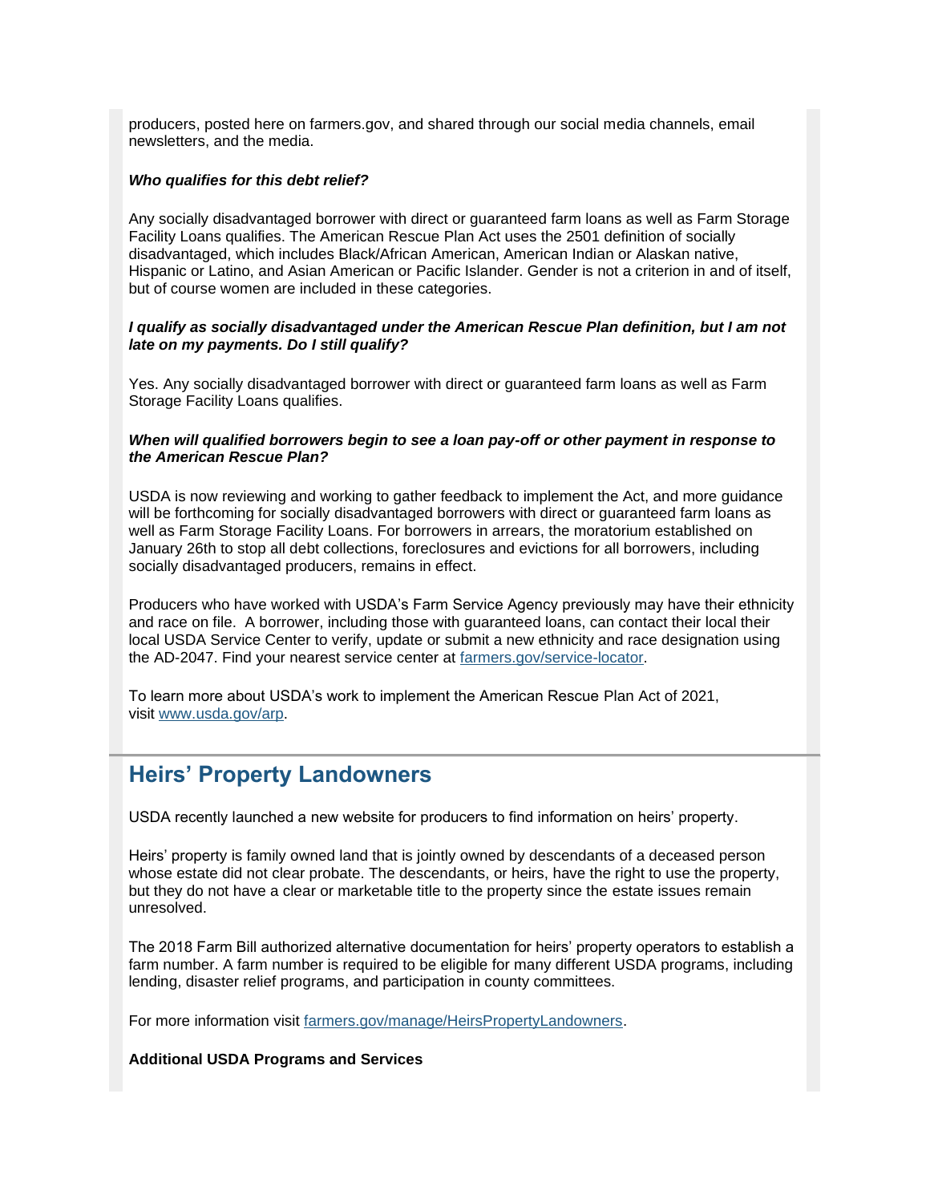producers, posted here on farmers.gov, and shared through our social media channels, email newsletters, and the media.

***Who qualifies for this debt relief?***

Any socially disadvantaged borrower with direct or guaranteed farm loans as well as Farm Storage Facility Loans qualifies. The American Rescue Plan Act uses the 2501 definition of socially disadvantaged, which includes Black/African American, American Indian or Alaskan native, Hispanic or Latino, and Asian American or Pacific Islander. Gender is not a criterion in and of itself, but of course women are included in these categories.

***I qualify as socially disadvantaged under the American Rescue Plan definition, but I am not late on my payments. Do I still qualify?***

Yes. Any socially disadvantaged borrower with direct or guaranteed farm loans as well as Farm Storage Facility Loans qualifies.

***When will qualified borrowers begin to see a loan pay-off or other payment in response to the American Rescue Plan?***

USDA is now reviewing and working to gather feedback to implement the Act, and more guidance will be forthcoming for socially disadvantaged borrowers with direct or guaranteed farm loans as well as Farm Storage Facility Loans. For borrowers in arrears, the moratorium established on January 26th to stop all debt collections, foreclosures and evictions for all borrowers, including socially disadvantaged producers, remains in effect.

Producers who have worked with USDA's Farm Service Agency previously may have their ethnicity and race on file. A borrower, including those with guaranteed loans, can contact their local their local USDA Service Center to verify, update or submit a new ethnicity and race designation using the AD-2047. Find your nearest service center at [farmers.gov/service-locator](farmers.gov/service-locator).

To learn more about USDA's work to implement the American Rescue Plan Act of 2021, visit [www.usda.gov/arp](www.usda.gov/arp).

## Heirs' Property Landowners

USDA recently launched a new website for producers to find information on heirs' property.

Heirs' property is family owned land that is jointly owned by descendants of a deceased person whose estate did not clear probate. The descendants, or heirs, have the right to use the property, but they do not have a clear or marketable title to the property since the estate issues remain unresolved.

The 2018 Farm Bill authorized alternative documentation for heirs' property operators to establish a farm number. A farm number is required to be eligible for many different USDA programs, including lending, disaster relief programs, and participation in county committees.

For more information visit [farmers.gov/manage/HeirsPropertyLandowners](farmers.gov/manage/HeirsPropertyLandowners).

**Additional USDA Programs and Services**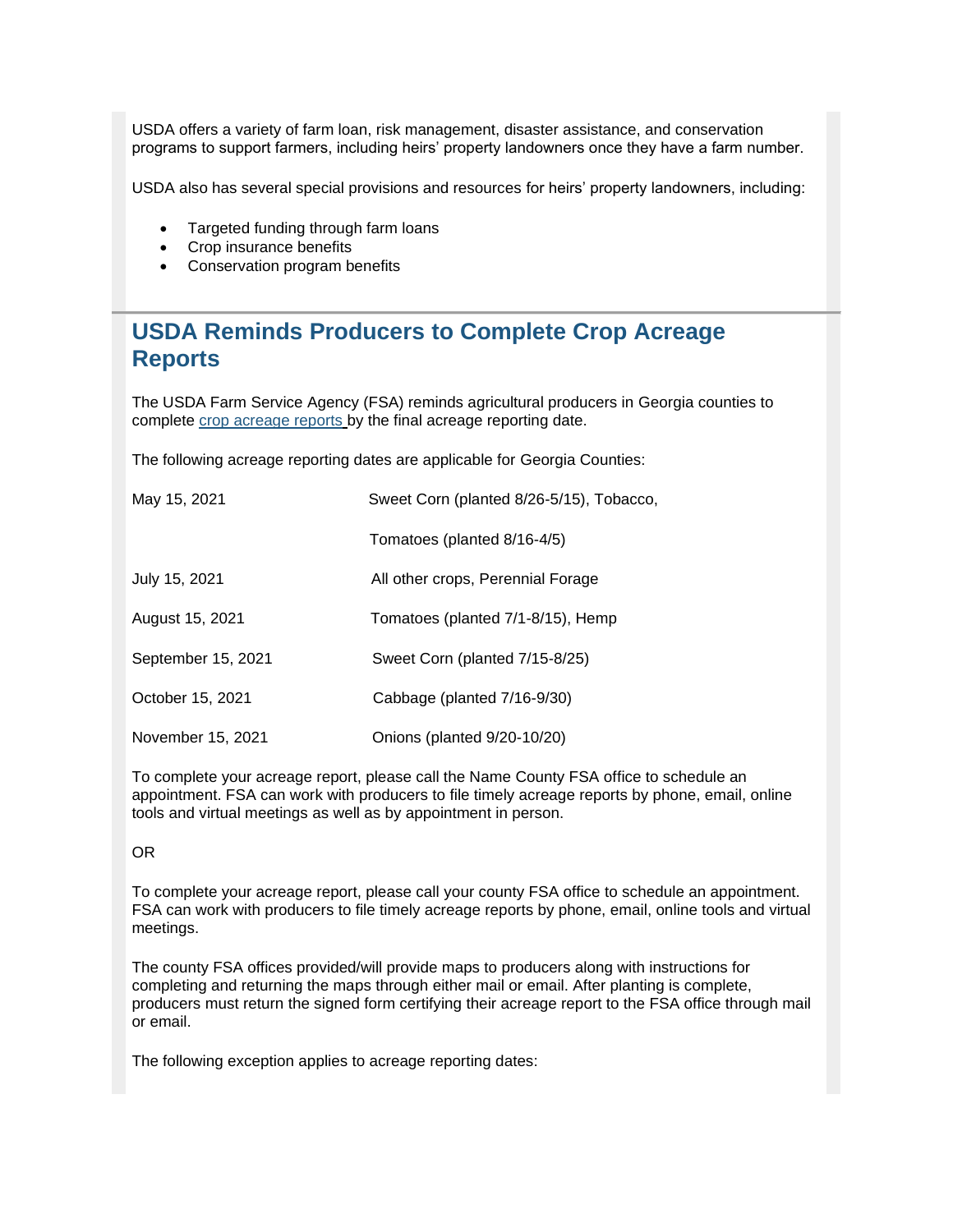USDA offers a variety of farm loan, risk management, disaster assistance, and conservation programs to support farmers, including heirs' property landowners once they have a farm number.

USDA also has several special provisions and resources for heirs' property landowners, including:

- Targeted funding through farm loans
- Crop insurance benefits
- Conservation program benefits

## USDA Reminds Producers to Complete Crop Acreage Reports

The USDA Farm Service Agency (FSA) reminds agricultural producers in Georgia counties to complete crop acreage reports by the final acreage reporting date.

The following acreage reporting dates are applicable for Georgia Counties:

| | |
|---|---|
| May 15, 2021 | Sweet Corn (planted 8/26-5/15), Tobacco, |
| | Tomatoes (planted 8/16-4/5) |
| July 15, 2021 | All other crops, Perennial Forage |
| August 15, 2021 | Tomatoes (planted 7/1-8/15), Hemp |
| September 15, 2021 | Sweet Corn (planted 7/15-8/25) |
| October 15, 2021 | Cabbage (planted 7/16-9/30) |
| November 15, 2021 | Onions (planted 9/20-10/20) |

To complete your acreage report, please call the Name County FSA office to schedule an appointment. FSA can work with producers to file timely acreage reports by phone, email, online tools and virtual meetings as well as by appointment in person.

OR

To complete your acreage report, please call your county FSA office to schedule an appointment. FSA can work with producers to file timely acreage reports by phone, email, online tools and virtual meetings.

The county FSA offices provided/will provide maps to producers along with instructions for completing and returning the maps through either mail or email. After planting is complete, producers must return the signed form certifying their acreage report to the FSA office through mail or email.

The following exception applies to acreage reporting dates: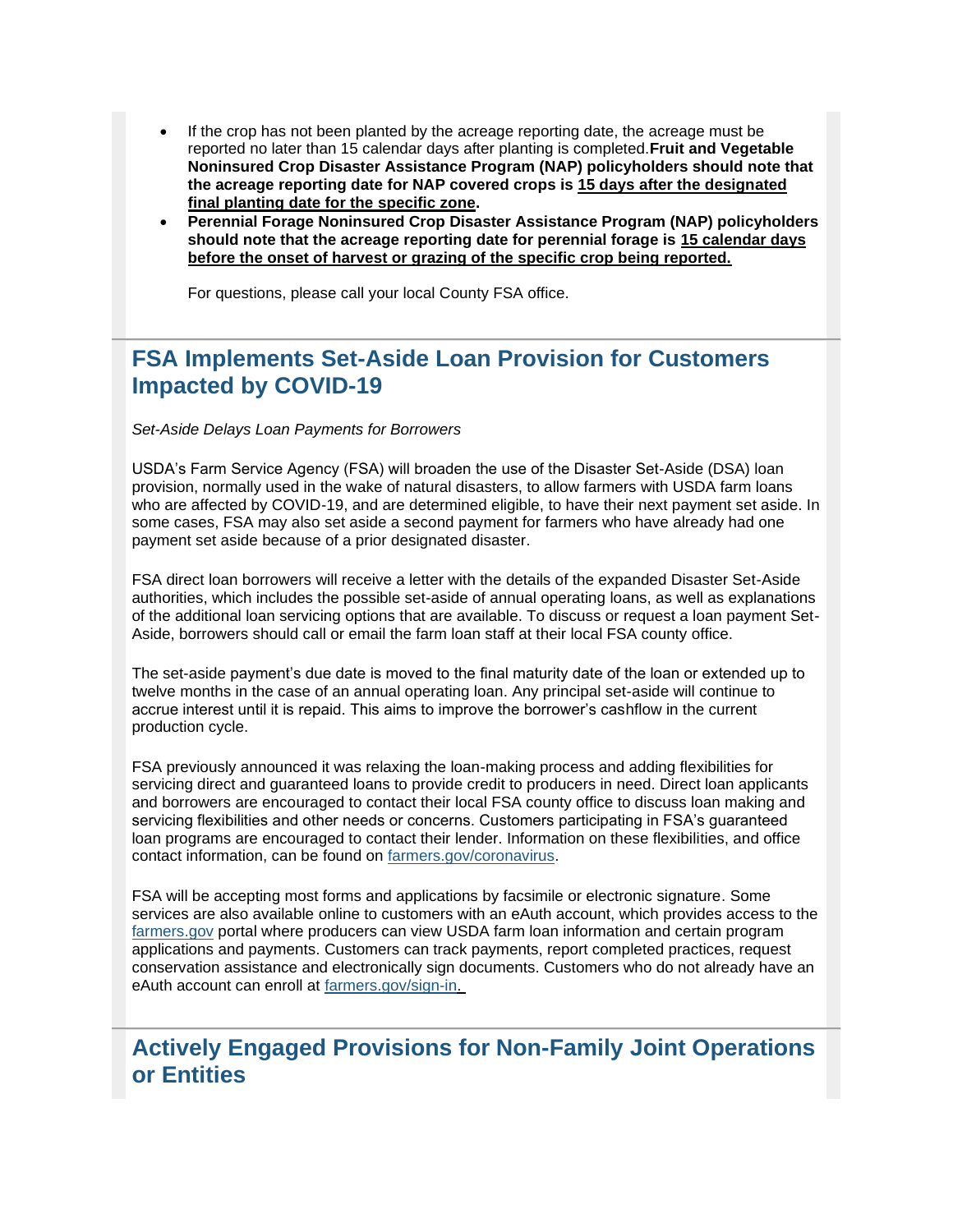- If the crop has not been planted by the acreage reporting date, the acreage must be reported no later than 15 calendar days after planting is completed. **Fruit and Vegetable Noninsured Crop Disaster Assistance Program (NAP) policyholders should note that the acreage reporting date for NAP covered crops is <u>15 days after the designated final planting date for the specific zone</u>.**
- **Perennial Forage Noninsured Crop Disaster Assistance Program (NAP) policyholders should note that the acreage reporting date for perennial forage is <u>15 calendar days before the onset of harvest or grazing of the specific crop being reported.</u>**

  For questions, please call your local County FSA office.

## FSA Implements Set-Aside Loan Provision for Customers Impacted by COVID-19

*Set-Aside Delays Loan Payments for Borrowers*

USDA's Farm Service Agency (FSA) will broaden the use of the Disaster Set-Aside (DSA) loan provision, normally used in the wake of natural disasters, to allow farmers with USDA farm loans who are affected by COVID-19, and are determined eligible, to have their next payment set aside. In some cases, FSA may also set aside a second payment for farmers who have already had one payment set aside because of a prior designated disaster.

FSA direct loan borrowers will receive a letter with the details of the expanded Disaster Set-Aside authorities, which includes the possible set-aside of annual operating loans, as well as explanations of the additional loan servicing options that are available. To discuss or request a loan payment Set-Aside, borrowers should call or email the farm loan staff at their local FSA county office.

The set-aside payment's due date is moved to the final maturity date of the loan or extended up to twelve months in the case of an annual operating loan. Any principal set-aside will continue to accrue interest until it is repaid. This aims to improve the borrower's cashflow in the current production cycle.

FSA previously announced it was relaxing the loan-making process and adding flexibilities for servicing direct and guaranteed loans to provide credit to producers in need. Direct loan applicants and borrowers are encouraged to contact their local FSA county office to discuss loan making and servicing flexibilities and other needs or concerns. Customers participating in FSA's guaranteed loan programs are encouraged to contact their lender. Information on these flexibilities, and office contact information, can be found on [farmers.gov/coronavirus](farmers.gov/coronavirus).

FSA will be accepting most forms and applications by facsimile or electronic signature. Some services are also available online to customers with an eAuth account, which provides access to the [farmers.gov](farmers.gov) portal where producers can view USDA farm loan information and certain program applications and payments. Customers can track payments, report completed practices, request conservation assistance and electronically sign documents. Customers who do not already have an eAuth account can enroll at [farmers.gov/sign-in](farmers.gov/sign-in).

## Actively Engaged Provisions for Non-Family Joint Operations or Entities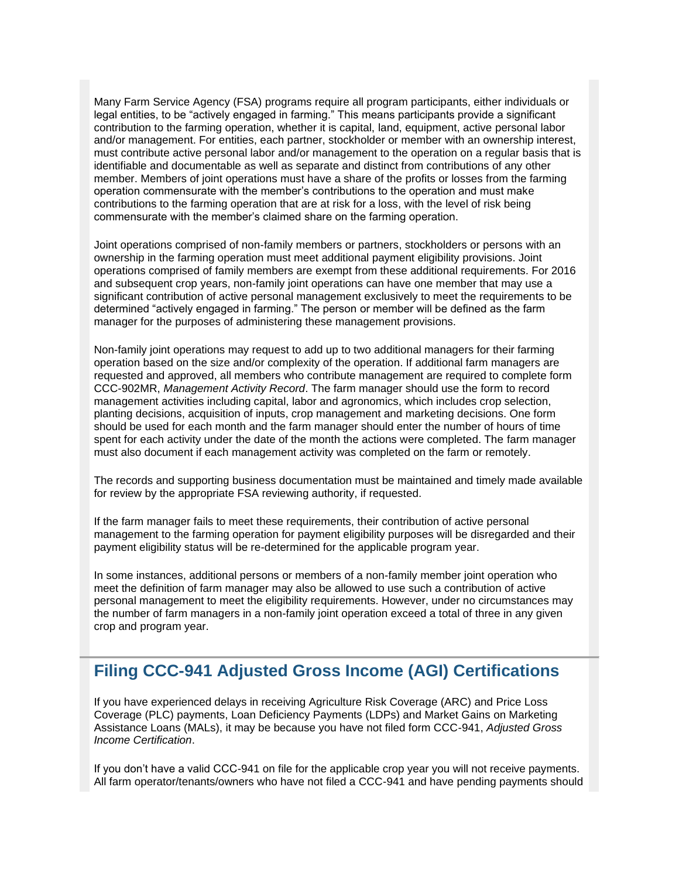Many Farm Service Agency (FSA) programs require all program participants, either individuals or legal entities, to be "actively engaged in farming." This means participants provide a significant contribution to the farming operation, whether it is capital, land, equipment, active personal labor and/or management. For entities, each partner, stockholder or member with an ownership interest, must contribute active personal labor and/or management to the operation on a regular basis that is identifiable and documentable as well as separate and distinct from contributions of any other member. Members of joint operations must have a share of the profits or losses from the farming operation commensurate with the member's contributions to the operation and must make contributions to the farming operation that are at risk for a loss, with the level of risk being commensurate with the member's claimed share on the farming operation.

Joint operations comprised of non-family members or partners, stockholders or persons with an ownership in the farming operation must meet additional payment eligibility provisions. Joint operations comprised of family members are exempt from these additional requirements. For 2016 and subsequent crop years, non-family joint operations can have one member that may use a significant contribution of active personal management exclusively to meet the requirements to be determined "actively engaged in farming." The person or member will be defined as the farm manager for the purposes of administering these management provisions.

Non-family joint operations may request to add up to two additional managers for their farming operation based on the size and/or complexity of the operation. If additional farm managers are requested and approved, all members who contribute management are required to complete form CCC-902MR, *Management Activity Record*. The farm manager should use the form to record management activities including capital, labor and agronomics, which includes crop selection, planting decisions, acquisition of inputs, crop management and marketing decisions. One form should be used for each month and the farm manager should enter the number of hours of time spent for each activity under the date of the month the actions were completed. The farm manager must also document if each management activity was completed on the farm or remotely.

The records and supporting business documentation must be maintained and timely made available for review by the appropriate FSA reviewing authority, if requested.

If the farm manager fails to meet these requirements, their contribution of active personal management to the farming operation for payment eligibility purposes will be disregarded and their payment eligibility status will be re-determined for the applicable program year.

In some instances, additional persons or members of a non-family member joint operation who meet the definition of farm manager may also be allowed to use such a contribution of active personal management to meet the eligibility requirements. However, under no circumstances may the number of farm managers in a non-family joint operation exceed a total of three in any given crop and program year.

## Filing CCC-941 Adjusted Gross Income (AGI) Certifications

If you have experienced delays in receiving Agriculture Risk Coverage (ARC) and Price Loss Coverage (PLC) payments, Loan Deficiency Payments (LDPs) and Market Gains on Marketing Assistance Loans (MALs), it may be because you have not filed form CCC-941, *Adjusted Gross Income Certification*.

If you don't have a valid CCC-941 on file for the applicable crop year you will not receive payments. All farm operator/tenants/owners who have not filed a CCC-941 and have pending payments should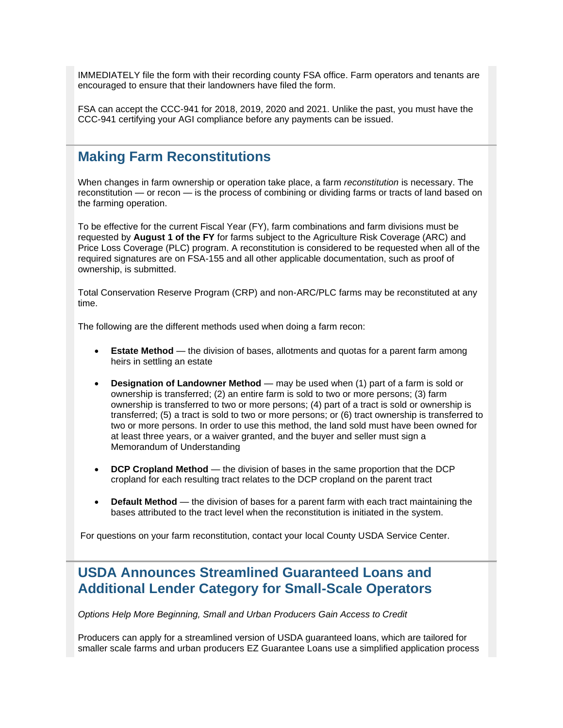IMMEDIATELY file the form with their recording county FSA office. Farm operators and tenants are encouraged to ensure that their landowners have filed the form.

FSA can accept the CCC-941 for 2018, 2019, 2020 and 2021. Unlike the past, you must have the CCC-941 certifying your AGI compliance before any payments can be issued.

## Making Farm Reconstitutions

When changes in farm ownership or operation take place, a farm *reconstitution* is necessary. The reconstitution — or recon — is the process of combining or dividing farms or tracts of land based on the farming operation.

To be effective for the current Fiscal Year (FY), farm combinations and farm divisions must be requested by **August 1 of the FY** for farms subject to the Agriculture Risk Coverage (ARC) and Price Loss Coverage (PLC) program. A reconstitution is considered to be requested when all of the required signatures are on FSA-155 and all other applicable documentation, such as proof of ownership, is submitted.

Total Conservation Reserve Program (CRP) and non-ARC/PLC farms may be reconstituted at any time.

The following are the different methods used when doing a farm recon:

- **Estate Method** — the division of bases, allotments and quotas for a parent farm among heirs in settling an estate
- **Designation of Landowner Method** — may be used when (1) part of a farm is sold or ownership is transferred; (2) an entire farm is sold to two or more persons; (3) farm ownership is transferred to two or more persons; (4) part of a tract is sold or ownership is transferred; (5) a tract is sold to two or more persons; or (6) tract ownership is transferred to two or more persons. In order to use this method, the land sold must have been owned for at least three years, or a waiver granted, and the buyer and seller must sign a Memorandum of Understanding
- **DCP Cropland Method** — the division of bases in the same proportion that the DCP cropland for each resulting tract relates to the DCP cropland on the parent tract
- **Default Method** — the division of bases for a parent farm with each tract maintaining the bases attributed to the tract level when the reconstitution is initiated in the system.

For questions on your farm reconstitution, contact your local County USDA Service Center.

## USDA Announces Streamlined Guaranteed Loans and Additional Lender Category for Small-Scale Operators

*Options Help More Beginning, Small and Urban Producers Gain Access to Credit*

Producers can apply for a streamlined version of USDA guaranteed loans, which are tailored for smaller scale farms and urban producers EZ Guarantee Loans use a simplified application process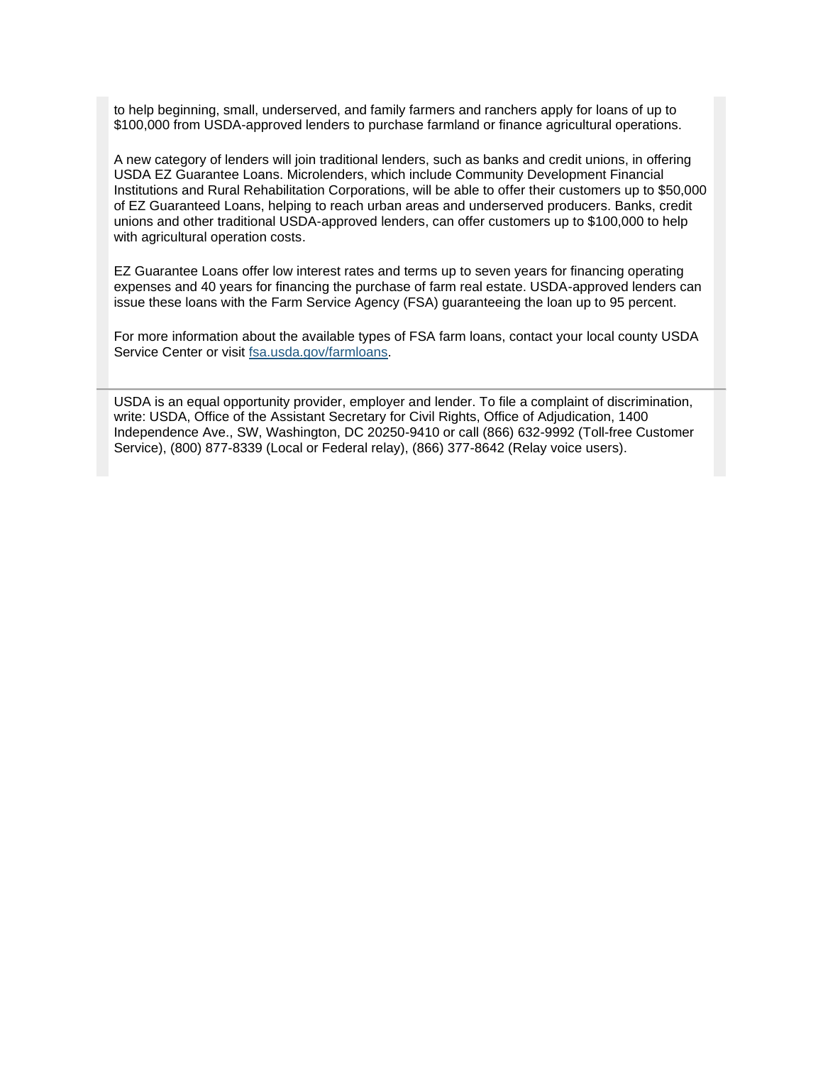to help beginning, small, underserved, and family farmers and ranchers apply for loans of up to $100,000 from USDA-approved lenders to purchase farmland or finance agricultural operations.

A new category of lenders will join traditional lenders, such as banks and credit unions, in offering USDA EZ Guarantee Loans. Microlenders, which include Community Development Financial Institutions and Rural Rehabilitation Corporations, will be able to offer their customers up to $50,000 of EZ Guaranteed Loans, helping to reach urban areas and underserved producers. Banks, credit unions and other traditional USDA-approved lenders, can offer customers up to $100,000 to help with agricultural operation costs.

EZ Guarantee Loans offer low interest rates and terms up to seven years for financing operating expenses and 40 years for financing the purchase of farm real estate. USDA-approved lenders can issue these loans with the Farm Service Agency (FSA) guaranteeing the loan up to 95 percent.

For more information about the available types of FSA farm loans, contact your local county USDA Service Center or visit [fsa.usda.gov/farmloans](fsa.usda.gov/farmloans).

---

USDA is an equal opportunity provider, employer and lender. To file a complaint of discrimination, write: USDA, Office of the Assistant Secretary for Civil Rights, Office of Adjudication, 1400 Independence Ave., SW, Washington, DC 20250-9410 or call (866) 632-9992 (Toll-free Customer Service), (800) 877-8339 (Local or Federal relay), (866) 377-8642 (Relay voice users).